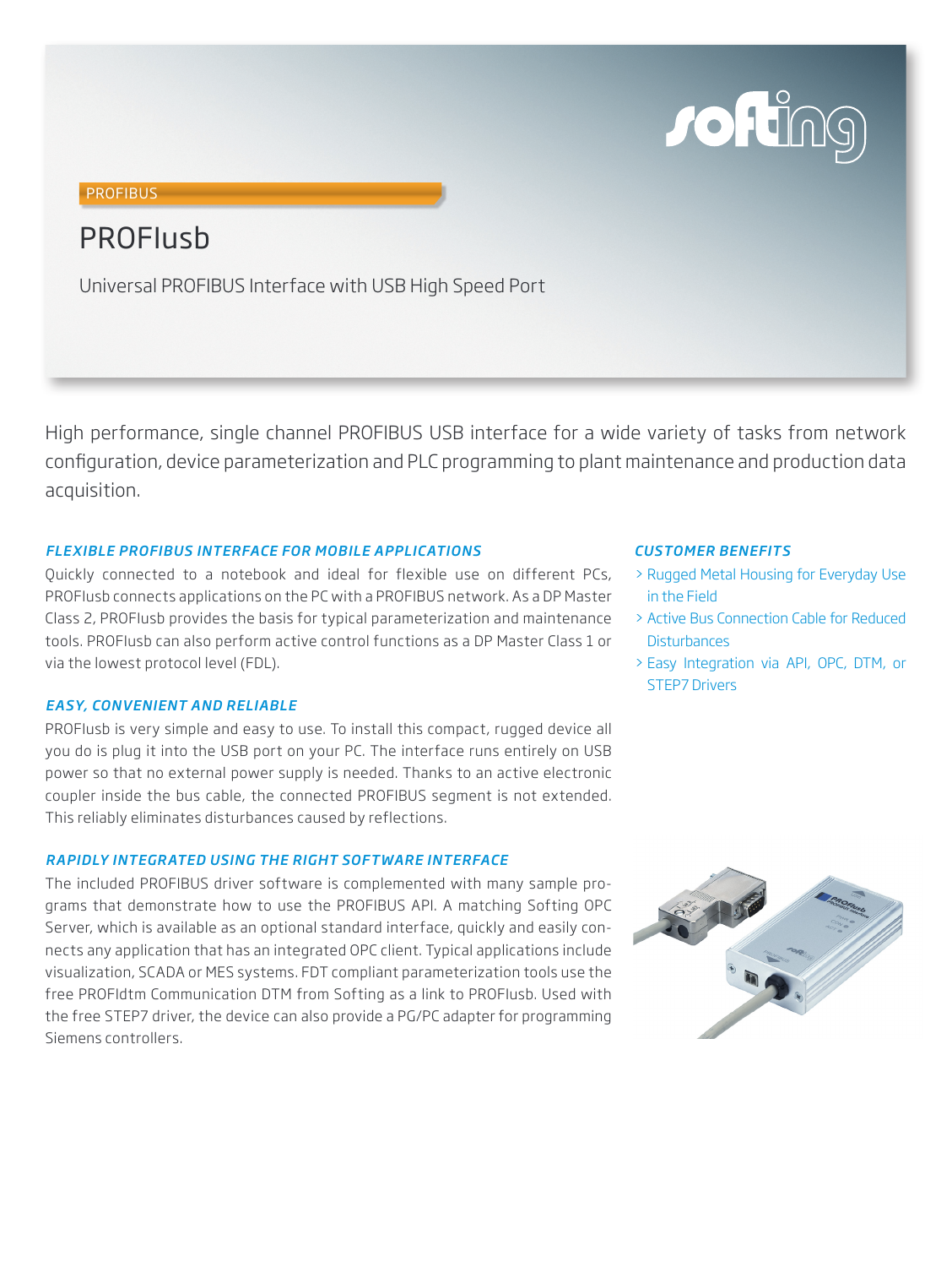PROFIBUS

# PROFIusb

Universal PROFIBUS Interface with USB High Speed Port

High performance, single channel PROFIBUS USB interface for a wide variety of tasks from network configuration, device parameterization and PLC programming to plant maintenance and production data acquisition.

### *FLEXIBLE PROFIBUS INTERFACE FOR MOBILE APPLICATIONS*

Quickly connected to a notebook and ideal for flexible use on different PCs, PROFIusb connects applications on the PC with a PROFIBUS network. As a DP Master Class 2, PROFIusb provides the basis for typical parameterization and maintenance tools. PROFIusb can also perform active control functions as a DP Master Class 1 or via the lowest protocol level (FDL).

### *EASY, CONVENIENT AND RELIABLE*

PROFIusb is very simple and easy to use. To install this compact, rugged device all you do is plug it into the USB port on your PC. The interface runs entirely on USB power so that no external power supply is needed. Thanks to an active electronic coupler inside the bus cable, the connected PROFIBUS segment is not extended. This reliably eliminates disturbances caused by reflections.

### *RAPIDLY INTEGRATED USING THE RIGHT SOFTWARE INTERFACE*

The included PROFIBUS driver software is complemented with many sample programs that demonstrate how to use the PROFIBUS API. A matching Softing OPC Server, which is available as an optional standard interface, quickly and easily connects any application that has an integrated OPC client. Typical applications include visualization, SCADA or MES systems. FDT compliant parameterization tools use the free PROFIdtm Communication DTM from Softing as a link to PROFIusb. Used with the free STEP7 driver, the device can also provide a PG/PC adapter for programming Siemens controllers.

### *CUSTOMER BENEFITS*

- Rugged Metal Housing for Everyday Use in the Field
- Active Bus Connection Cable for Reduced Disturbances
- Easy Integration via API, OPC, DTM, or STEP7 Drivers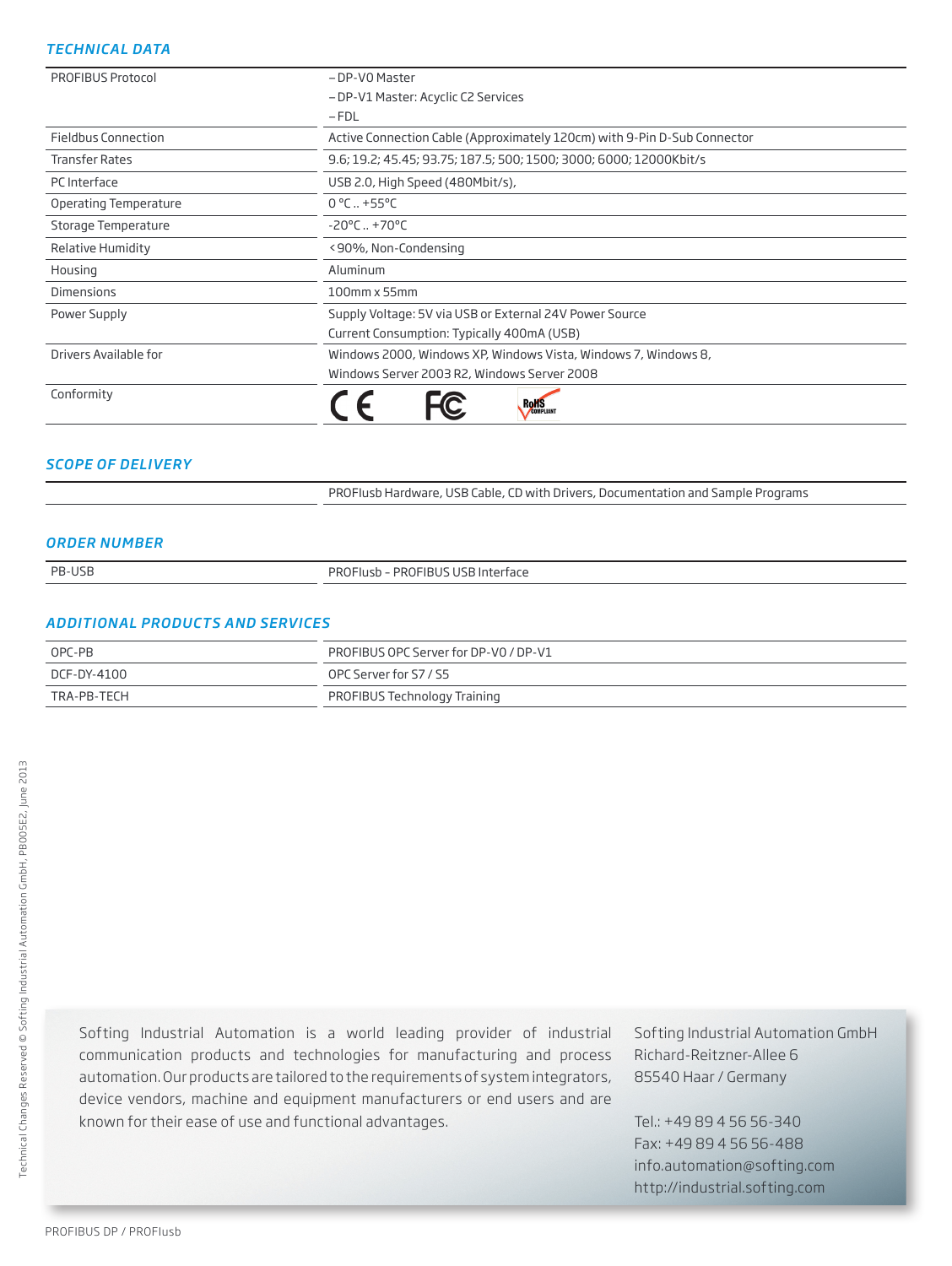## TECHNICAL DATA

| | |
|---|---|
| PROFIBUS Protocol | – DP-V0 Master<br>– DP-V1 Master: Acyclic C2 Services<br>– FDL |
| Fieldbus Connection | Active Connection Cable (Approximately 120cm) with 9-Pin D-Sub Connector |
| Transfer Rates | 9.6; 19.2; 45.45; 93.75; 187.5; 500; 1500; 3000; 6000; 12000Kbit/s |
| PC Interface | USB 2.0, High Speed (480Mbit/s), |
| Operating Temperature | 0 °C .. +55°C |
| Storage Temperature | -20°C .. +70°C |
| Relative Humidity | <90%, Non-Condensing |
| Housing | Aluminum |
| Dimensions | 100mm x 55mm |
| Power Supply | Supply Voltage: 5V via USB or External 24V Power Source<br>Current Consumption: Typically 400mA (USB) |
| Drivers Available for | Windows 2000, Windows XP, Windows Vista, Windows 7, Windows 8,<br>Windows Server 2003 R2, Windows Server 2008 |
| Conformity | CE FC RoHS COMPLIANT |

## SCOPE OF DELIVERY

| | |
|---|---|
| | PROFIusb Hardware, USB Cable, CD with Drivers, Documentation and Sample Programs |

## ORDER NUMBER

| | |
|---|---|
| PB-USB | PROFIusb - PROFIBUS USB Interface |

## ADDITIONAL PRODUCTS AND SERVICES

| | |
|---|---|
| OPC-PB | PROFIBUS OPC Server for DP-V0 / DP-V1 |
| DCF-DY-4100 | OPC Server for S7 / S5 |
| TRA-PB-TECH | PROFIBUS Technology Training |

Technical Changes Reserved © Softing Industrial Automation GmbH, PB005E2, June 2013

Softing Industrial Automation is a world leading provider of industrial communication products and technologies for manufacturing and process automation. Our products are tailored to the requirements of system integrators, device vendors, machine and equipment manufacturers or end users and are known for their ease of use and functional advantages.

Softing Industrial Automation GmbH
Richard-Reitzner-Allee 6
85540 Haar / Germany

Tel.: +49 89 4 56 56-340
Fax: +49 89 4 56 56-488
info.automation@softing.com
http://industrial.softing.com